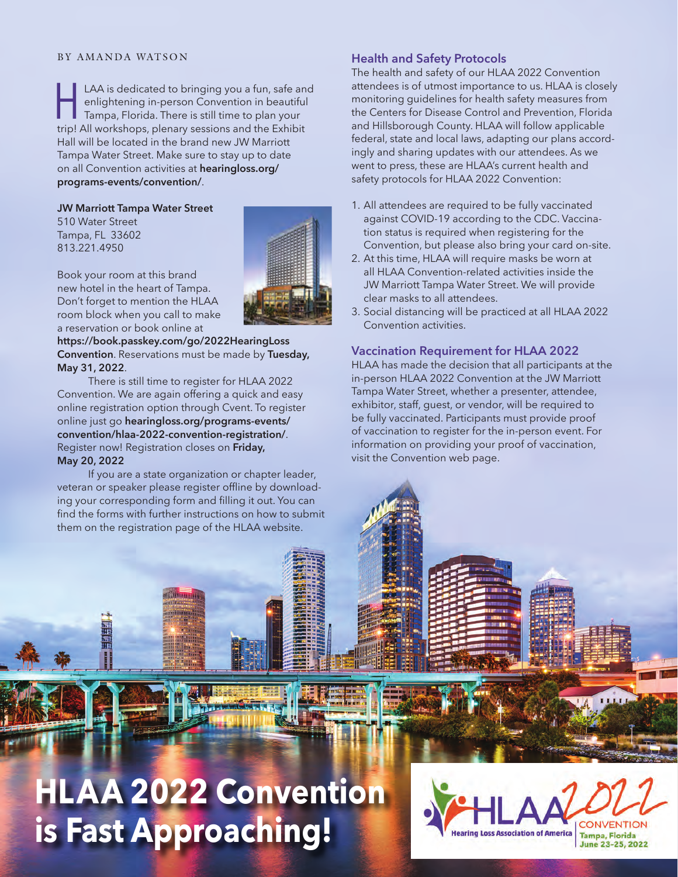# HLAA 2022 Convention is Fast Approaching!

BY AMANDA WATSON

HLAA is dedicated to bringing you a fun, safe and enlightening in-person Convention in beautiful Tampa, Florida. There is still time to plan your trip! All workshops, plenary sessions and the Exhibit Hall will be located in the brand new JW Marriott Tampa Water Street. Make sure to stay up to date on all Convention activities at **hearingloss.org/programs-events/convention/**.

**JW Marriott Tampa Water Street**
510 Water Street
Tampa, FL 33602
813.221.4950

Book your room at this brand new hotel in the heart of Tampa. Don't forget to mention the HLAA room block when you call to make a reservation or book online at **https://book.passkey.com/go/2022HearingLoss Convention**. Reservations must be made by **Tuesday, May 31, 2022**.

There is still time to register for HLAA 2022 Convention. We are again offering a quick and easy online registration option through Cvent. To register online just go **hearingloss.org/programs-events/convention/hlaa-2022-convention-registration/**. Register now! Registration closes on **Friday, May 20, 2022**

If you are a state organization or chapter leader, veteran or speaker please register offline by downloading your corresponding form and filling it out. You can find the forms with further instructions on how to submit them on the registration page of the HLAA website.

## Health and Safety Protocols

The health and safety of our HLAA 2022 Convention attendees is of utmost importance to us. HLAA is closely monitoring guidelines for health safety measures from the Centers for Disease Control and Prevention, Florida and Hillsborough County. HLAA will follow applicable federal, state and local laws, adapting our plans accordingly and sharing updates with our attendees. As we went to press, these are HLAA's current health and safety protocols for HLAA 2022 Convention:

1. All attendees are required to be fully vaccinated against COVID-19 according to the CDC. Vaccination status is required when registering for the Convention, but please also bring your card on-site.
2. At this time, HLAA will require masks be worn at all HLAA Convention-related activities inside the JW Marriott Tampa Water Street. We will provide clear masks to all attendees.
3. Social distancing will be practiced at all HLAA 2022 Convention activities.

## Vaccination Requirement for HLAA 2022

HLAA has made the decision that all participants at the in-person HLAA 2022 Convention at the JW Marriott Tampa Water Street, whether a presenter, attendee, exhibitor, staff, guest, or vendor, will be required to be fully vaccinated. Participants must provide proof of vaccination to register for the in-person event. For information on providing your proof of vaccination, visit the Convention web page.

HLAA 2022 Hearing Loss Association of America CONVENTION Tampa, Florida June 23–25, 2022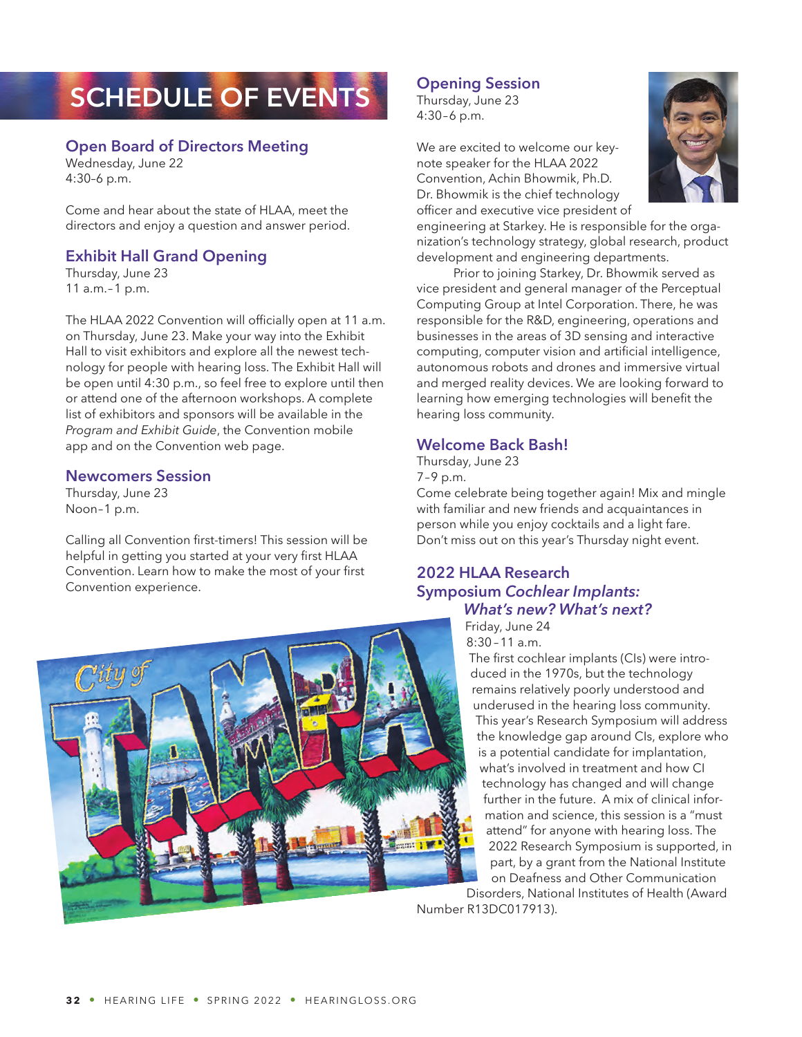# SCHEDULE OF EVENTS

## Open Board of Directors Meeting

Wednesday, June 22
4:30–6 p.m.

Come and hear about the state of HLAA, meet the directors and enjoy a question and answer period.

## Exhibit Hall Grand Opening

Thursday, June 23
11 a.m.–1 p.m.

The HLAA 2022 Convention will officially open at 11 a.m. on Thursday, June 23. Make your way into the Exhibit Hall to visit exhibitors and explore all the newest technology for people with hearing loss. The Exhibit Hall will be open until 4:30 p.m., so feel free to explore until then or attend one of the afternoon workshops. A complete list of exhibitors and sponsors will be available in the *Program and Exhibit Guide*, the Convention mobile app and on the Convention web page.

## Newcomers Session

Thursday, June 23
Noon–1 p.m.

Calling all Convention first-timers! This session will be helpful in getting you started at your very first HLAA Convention. Learn how to make the most of your first Convention experience.

## Opening Session

Thursday, June 23
4:30–6 p.m.

We are excited to welcome our keynote speaker for the HLAA 2022 Convention, Achin Bhowmik, Ph.D. Dr. Bhowmik is the chief technology officer and executive vice president of engineering at Starkey. He is responsible for the organization's technology strategy, global research, product development and engineering departments.

Prior to joining Starkey, Dr. Bhowmik served as vice president and general manager of the Perceptual Computing Group at Intel Corporation. There, he was responsible for the R&D, engineering, operations and businesses in the areas of 3D sensing and interactive computing, computer vision and artificial intelligence, autonomous robots and drones and immersive virtual and merged reality devices. We are looking forward to learning how emerging technologies will benefit the hearing loss community.

## Welcome Back Bash!

Thursday, June 23
7–9 p.m.

Come celebrate being together again! Mix and mingle with familiar and new friends and acquaintances in person while you enjoy cocktails and a light fare. Don't miss out on this year's Thursday night event.

## 2022 HLAA Research Symposium *Cochlear Implants: What's new? What's next?*

Friday, June 24
8:30–11 a.m.

The first cochlear implants (CIs) were introduced in the 1970s, but the technology remains relatively poorly understood and underused in the hearing loss community. This year's Research Symposium will address the knowledge gap around CIs, explore who is a potential candidate for implantation, what's involved in treatment and how CI technology has changed and will change further in the future. A mix of clinical information and science, this session is a "must attend" for anyone with hearing loss. The 2022 Research Symposium is supported, in part, by a grant from the National Institute on Deafness and Other Communication Disorders, National Institutes of Health (Award Number R13DC017913).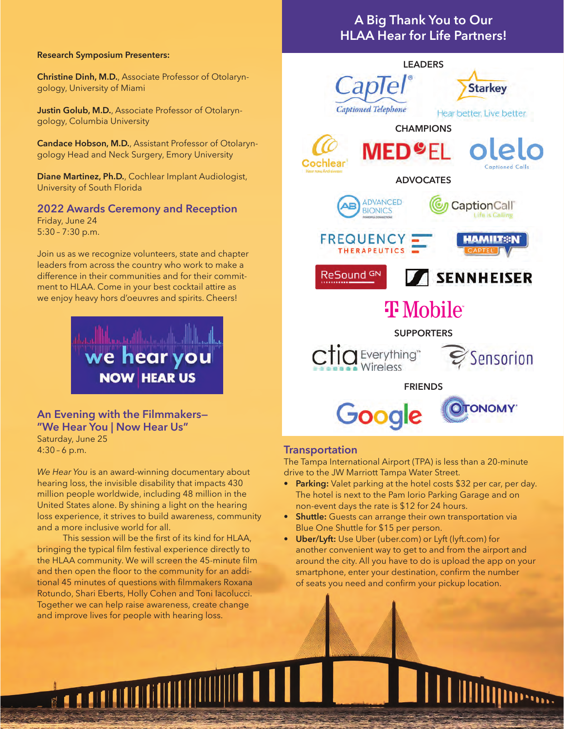**Research Symposium Presenters:**

**Christine Dinh, M.D.**, Associate Professor of Otolaryngology, University of Miami

**Justin Golub, M.D.**, Associate Professor of Otolaryngology, Columbia University

**Candace Hobson, M.D.**, Assistant Professor of Otolaryngology Head and Neck Surgery, Emory University

**Diane Martinez, Ph.D.**, Cochlear Implant Audiologist, University of South Florida

## 2022 Awards Ceremony and Reception

Friday, June 24
5:30 – 7:30 p.m.

Join us as we recognize volunteers, state and chapter leaders from across the country who work to make a difference in their communities and for their commitment to HLAA. Come in your best cocktail attire as we enjoy heavy hors d'oeuvres and spirits. Cheers!

we hear you
NOW HEAR US

## An Evening with the Filmmakers– "We Hear You | Now Hear Us"

Saturday, June 25
4:30 – 6 p.m.

*We Hear You* is an award-winning documentary about hearing loss, the invisible disability that impacts 430 million people worldwide, including 48 million in the United States alone. By shining a light on the hearing loss experience, it strives to build awareness, community and a more inclusive world for all.

This session will be the first of its kind for HLAA, bringing the typical film festival experience directly to the HLAA community. We will screen the 45-minute film and then open the floor to the community for an additional 45 minutes of questions with filmmakers Roxana Rotundo, Shari Eberts, Holly Cohen and Toni Iacolucci. Together we can help raise awareness, create change and improve lives for people with hearing loss.

## A Big Thank You to Our HLAA Hear for Life Partners!

**LEADERS**

CapTel Captioned Telephone
Starkey Hear better. Live better.

**CHAMPIONS**

Cochlear
MED-EL
olelo Captioned Calls

**ADVOCATES**

Advanced Bionics
CaptionCall
Frequency Therapeutics
Hamilton CapTel
ReSound GN
Sennheiser
T-Mobile

**SUPPORTERS**

ctia Everything Wireless
Sensorion

**FRIENDS**

Google
Otonomy

## Transportation

The Tampa International Airport (TPA) is less than a 20-minute drive to the JW Marriott Tampa Water Street.

- **Parking:** Valet parking at the hotel costs $32 per car, per day. The hotel is next to the Pam Iorio Parking Garage and on non-event days the rate is $12 for 24 hours.
- **Shuttle:** Guests can arrange their own transportation via Blue One Shuttle for $15 per person.
- **Uber/Lyft:** Use Uber (uber.com) or Lyft (lyft.com) for another convenient way to get to and from the airport and around the city. All you have to do is upload the app on your smartphone, enter your destination, confirm the number of seats you need and confirm your pickup location.